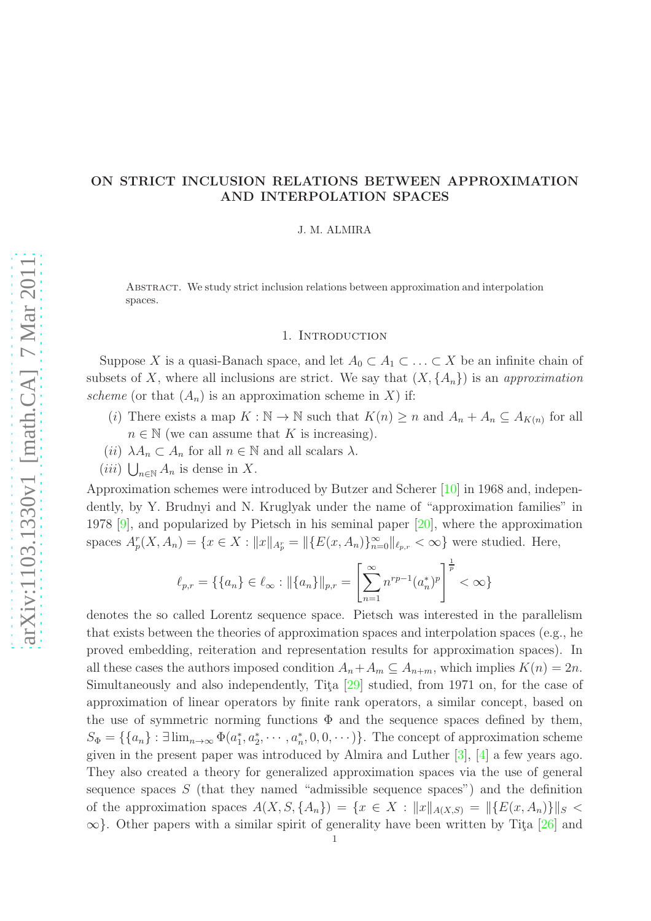# ON STRICT INCLUSION RELATIONS BETWEEN APPROXIMATION AND INTERPOLATION SPACES

J. M. ALMIRA

Abstract. We study strict inclusion relations between approximation and interpolation spaces.

## 1. Introduction

Suppose $X$ is a quasi-Banach space, and let $A_0 \subset A_1 \subset \ldots \subset X$ be an infinite chain of subsets of $X$, where all inclusions are strict. We say that $(X, \{A_n\})$ is an *approximation scheme* (or that $(A_n)$ is an approximation scheme in $X$) if:

- $(i)$ There exists a map $K : \mathbb{N} \to \mathbb{N}$ such that $K(n) \geq n$ and $A_n + A_n \subseteq A_{K(n)}$ for all $n \in \mathbb{N}$ (we can assume that $K$ is increasing).
- $(ii)$ $\lambda A_n \subset A_n$ for all $n \in \mathbb{N}$ and all scalars $\lambda$.
- $(iii)$ $\bigcup_{n \in \mathbb{N}} A_n$ is dense in $X$.

Approximation schemes were introduced by Butzer and Scherer [10] in 1968 and, independently, by Y. Brudnyi and N. Kruglyak under the name of "approximation families" in 1978 [9], and popularized by Pietsch in his seminal paper [20], where the approximation spaces $A_p^r(X, A_n) = \{x \in X : \|x\|_{A_p^r} = \|\{E(x, A_n)\}_{n=0}^{\infty}\|_{\ell_{p,r}} < \infty\}$ were studied. Here,

$$\ell_{p,r} = \{\{a_n\} \in \ell_\infty : \|\{a_n\}\|_{p,r} = \left[\sum_{n=1}^{\infty} n^{rp-1}(a_n^*)^p\right]^{\frac{1}{p}} < \infty\}$$

denotes the so called Lorentz sequence space. Pietsch was interested in the parallelism that exists between the theories of approximation spaces and interpolation spaces (e.g., he proved embedding, reiteration and representation results for approximation spaces). In all these cases the authors imposed condition $A_n + A_m \subseteq A_{n+m}$, which implies $K(n) = 2n$. Simultaneously and also independently, Ţiţa [29] studied, from 1971 on, for the case of approximation of linear operators by finite rank operators, a similar concept, based on the use of symmetric norming functions $\Phi$ and the sequence spaces defined by them, $S_\Phi = \{\{a_n\} : \exists \lim_{n\to\infty} \Phi(a_1^*, a_2^*, \cdots, a_n^*, 0, 0, \cdots)\}$. The concept of approximation scheme given in the present paper was introduced by Almira and Luther [3], [4] a few years ago. They also created a theory for generalized approximation spaces via the use of general sequence spaces $S$ (that they named "admissible sequence spaces") and the definition of the approximation spaces $A(X, S, \{A_n\}) = \{x \in X : \|x\|_{A(X,S)} = \|\{E(x, A_n)\}\|_S < \infty\}$. Other papers with a similar spirit of generality have been written by Ţiţa [26] and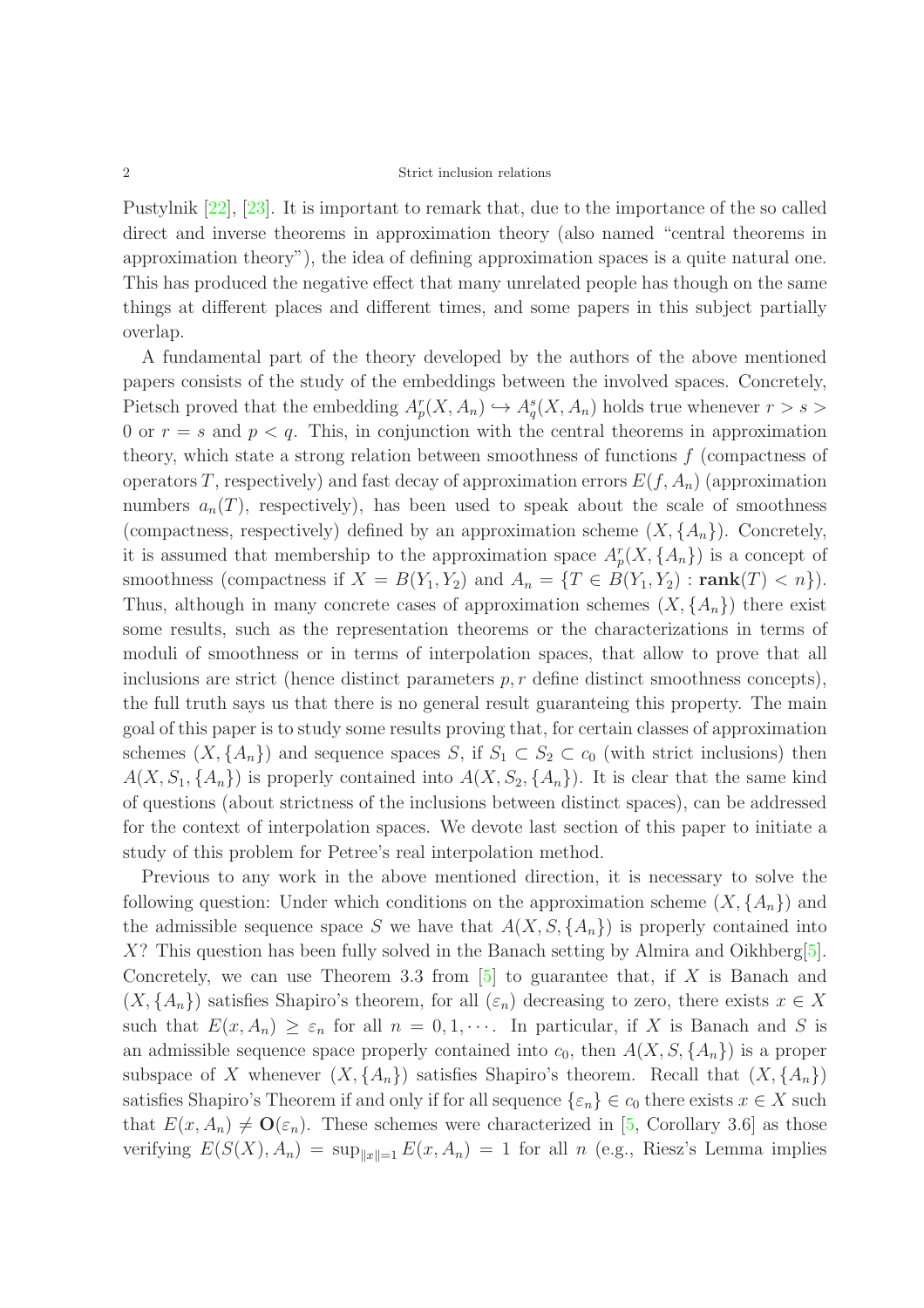Pustylnik [22], [23]. It is important to remark that, due to the importance of the so called direct and inverse theorems in approximation theory (also named "central theorems in approximation theory"), the idea of defining approximation spaces is a quite natural one. This has produced the negative effect that many unrelated people has though on the same things at different places and different times, and some papers in this subject partially overlap.

A fundamental part of the theory developed by the authors of the above mentioned papers consists of the study of the embeddings between the involved spaces. Concretely, Pietsch proved that the embedding $A_p^r(X, A_n) \hookrightarrow A_q^s(X, A_n)$ holds true whenever $r > s > 0$ or $r = s$ and $p < q$. This, in conjunction with the central theorems in approximation theory, which state a strong relation between smoothness of functions $f$ (compactness of operators $T$, respectively) and fast decay of approximation errors $E(f, A_n)$ (approximation numbers $a_n(T)$, respectively), has been used to speak about the scale of smoothness (compactness, respectively) defined by an approximation scheme $(X, \{A_n\})$. Concretely, it is assumed that membership to the approximation space $A_p^r(X, \{A_n\})$ is a concept of smoothness (compactness if $X = B(Y_1, Y_2)$ and $A_n = \{T \in B(Y_1, Y_2) : \mathbf{rank}(T) < n\}$). Thus, although in many concrete cases of approximation schemes $(X, \{A_n\})$ there exist some results, such as the representation theorems or the characterizations in terms of moduli of smoothness or in terms of interpolation spaces, that allow to prove that all inclusions are strict (hence distinct parameters $p, r$ define distinct smoothness concepts), the full truth says us that there is no general result guaranteing this property. The main goal of this paper is to study some results proving that, for certain classes of approximation schemes $(X, \{A_n\})$ and sequence spaces $S$, if $S_1 \subset S_2 \subset c_0$ (with strict inclusions) then $A(X, S_1, \{A_n\})$ is properly contained into $A(X, S_2, \{A_n\})$. It is clear that the same kind of questions (about strictness of the inclusions between distinct spaces), can be addressed for the context of interpolation spaces. We devote last section of this paper to initiate a study of this problem for Petree's real interpolation method.

Previous to any work in the above mentioned direction, it is necessary to solve the following question: Under which conditions on the approximation scheme $(X, \{A_n\})$ and the admissible sequence space $S$ we have that $A(X, S, \{A_n\})$ is properly contained into $X$? This question has been fully solved in the Banach setting by Almira and Oikhberg[5]. Concretely, we can use Theorem 3.3 from [5] to guarantee that, if $X$ is Banach and $(X, \{A_n\})$ satisfies Shapiro's theorem, for all $(\varepsilon_n)$ decreasing to zero, there exists $x \in X$ such that $E(x, A_n) \geq \varepsilon_n$ for all $n = 0, 1, \cdots$. In particular, if $X$ is Banach and $S$ is an admissible sequence space properly contained into $c_0$, then $A(X, S, \{A_n\})$ is a proper subspace of $X$ whenever $(X, \{A_n\})$ satisfies Shapiro's theorem. Recall that $(X, \{A_n\})$ satisfies Shapiro's Theorem if and only if for all sequence $\{\varepsilon_n\} \in c_0$ there exists $x \in X$ such that $E(x, A_n) \neq \mathbf{O}(\varepsilon_n)$. These schemes were characterized in [5, Corollary 3.6] as those verifying $E(S(X), A_n) = \sup_{\|x\|=1} E(x, A_n) = 1$ for all $n$ (e.g., Riesz's Lemma implies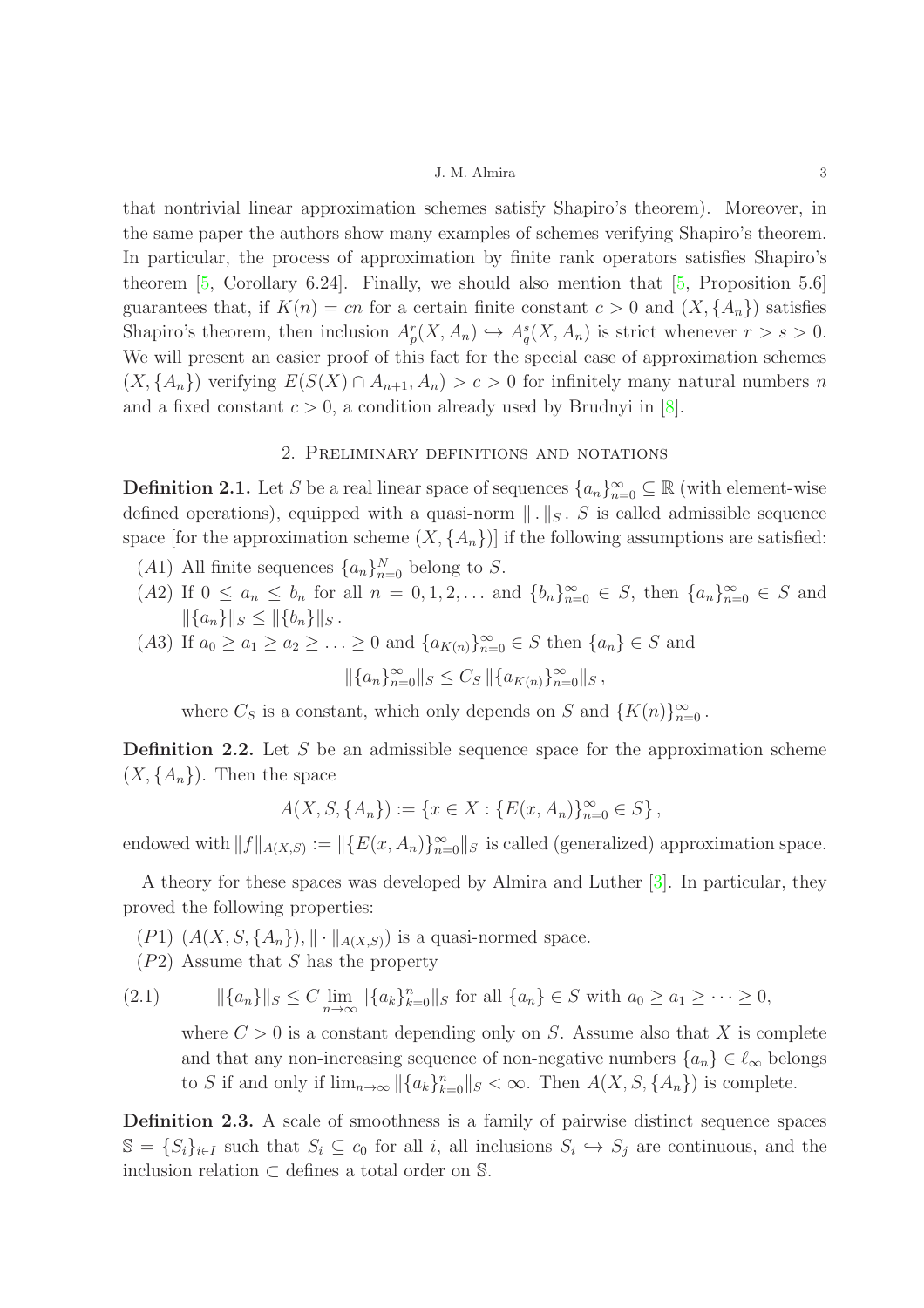that nontrivial linear approximation schemes satisfy Shapiro's theorem). Moreover, in the same paper the authors show many examples of schemes verifying Shapiro's theorem. In particular, the process of approximation by finite rank operators satisfies Shapiro's theorem [5, Corollary 6.24]. Finally, we should also mention that [5, Proposition 5.6] guarantees that, if $K(n) = cn$ for a certain finite constant $c > 0$ and $(X, \{A_n\})$ satisfies Shapiro's theorem, then inclusion $A_p^r(X, A_n) \hookrightarrow A_q^s(X, A_n)$ is strict whenever $r > s > 0$. We will present an easier proof of this fact for the special case of approximation schemes $(X, \{A_n\})$ verifying $E(S(X) \cap A_{n+1}, A_n) > c > 0$ for infinitely many natural numbers $n$ and a fixed constant $c > 0$, a condition already used by Brudnyi in [8].

## 2. Preliminary definitions and notations

**Definition 2.1.** Let $S$ be a real linear space of sequences $\{a_n\}_{n=0}^{\infty} \subseteq \mathbb{R}$ (with element-wise defined operations), equipped with a quasi-norm $\| \,.\, \|_S$. $S$ is called admissible sequence space [for the approximation scheme $(X, \{A_n\})$] if the following assumptions are satisfied:

- $(A1)$ All finite sequences $\{a_n\}_{n=0}^{N}$ belong to $S$.
- $(A2)$ If $0 \leq a_n \leq b_n$ for all $n = 0, 1, 2, \ldots$ and $\{b_n\}_{n=0}^{\infty} \in S$, then $\{a_n\}_{n=0}^{\infty} \in S$ and $\|\{a_n\}\|_S \leq \|\{b_n\}\|_S$.
- $(A3)$ If $a_0 \geq a_1 \geq a_2 \geq \ldots \geq 0$ and $\{a_{K(n)}\}_{n=0}^{\infty} \in S$ then $\{a_n\} \in S$ and
$$\|\{a_n\}_{n=0}^{\infty}\|_S \leq C_S \, \|\{a_{K(n)}\}_{n=0}^{\infty}\|_S \,,$$
where $C_S$ is a constant, which only depends on $S$ and $\{K(n)\}_{n=0}^{\infty}$.

**Definition 2.2.** Let $S$ be an admissible sequence space for the approximation scheme $(X, \{A_n\})$. Then the space

$$A(X, S, \{A_n\}) := \{x \in X : \{E(x, A_n)\}_{n=0}^{\infty} \in S\} \,,$$

endowed with $\|f\|_{A(X,S)} := \|\{E(x, A_n)\}_{n=0}^{\infty}\|_S$ is called (generalized) approximation space.

A theory for these spaces was developed by Almira and Luther [3]. In particular, they proved the following properties:

- $(P1)$ $(A(X, S, \{A_n\}), \| \cdot \|_{A(X,S)})$ is a quasi-normed space.
- $(P2)$ Assume that $S$ has the property
$$\|\{a_n\}\|_S \leq C \lim_{n \to \infty} \|\{a_k\}_{k=0}^{n}\|_S \text{ for all } \{a_n\} \in S \text{ with } a_0 \geq a_1 \geq \cdots \geq 0, \tag{2.1}$$
where $C > 0$ is a constant depending only on $S$. Assume also that $X$ is complete and that any non-increasing sequence of non-negative numbers $\{a_n\} \in \ell_{\infty}$ belongs to $S$ if and only if $\lim_{n \to \infty} \|\{a_k\}_{k=0}^{n}\|_S < \infty$. Then $A(X, S, \{A_n\})$ is complete.

**Definition 2.3.** A scale of smoothness is a family of pairwise distinct sequence spaces $\mathbb{S} = \{S_i\}_{i \in I}$ such that $S_i \subseteq c_0$ for all $i$, all inclusions $S_i \hookrightarrow S_j$ are continuous, and the inclusion relation $\subset$ defines a total order on $\mathbb{S}$.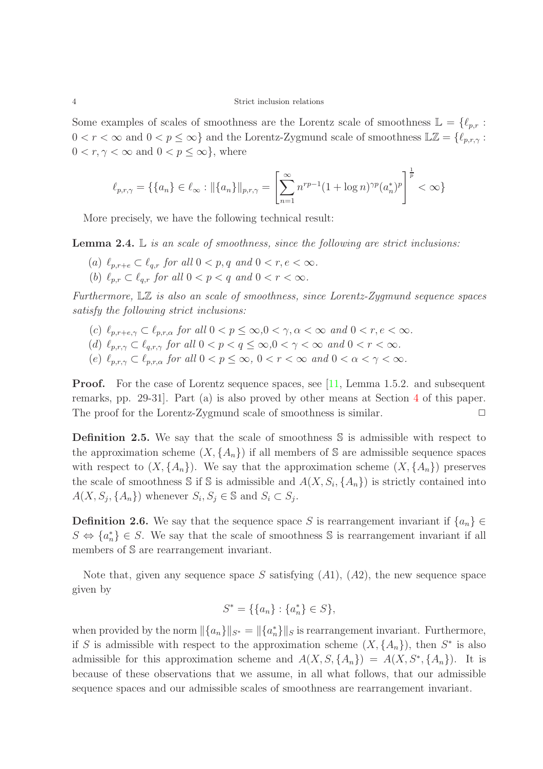Some examples of scales of smoothness are the Lorentz scale of smoothness $\mathbb{L} = \{\ell_{p,r} : 0 < r < \infty \text{ and } 0 < p \leq \infty\}$ and the Lorentz-Zygmund scale of smoothness $\mathbb{LZ} = \{\ell_{p,r,\gamma} : 0 < r, \gamma < \infty \text{ and } 0 < p \leq \infty\}$, where

$$\ell_{p,r,\gamma} = \{\{a_n\} \in \ell_\infty : \|\{a_n\}\|_{p,r,\gamma} = \left[\sum_{n=1}^{\infty} n^{rp-1}(1+\log n)^{\gamma p}(a_n^*)^p\right]^{\frac{1}{p}} < \infty\}$$

More precisely, we have the following technical result:

**Lemma 2.4.** *$\mathbb{L}$ is an scale of smoothness, since the following are strict inclusions:*

*(a) $\ell_{p,r+e} \subset \ell_{q,r}$ for all $0 < p, q$ and $0 < r, e < \infty$.*
*(b) $\ell_{p,r} \subset \ell_{q,r}$ for all $0 < p < q$ and $0 < r < \infty$.*

*Furthermore, $\mathbb{LZ}$ is also an scale of smoothness, since Lorentz-Zygmund sequence spaces satisfy the following strict inclusions:*

*(c) $\ell_{p,r+e,\gamma} \subset \ell_{p,r,\alpha}$ for all $0 < p \leq \infty, 0 < \gamma, \alpha < \infty$ and $0 < r, e < \infty$.*
*(d) $\ell_{p,r,\gamma} \subset \ell_{q,r,\gamma}$ for all $0 < p < q \leq \infty, 0 < \gamma < \infty$ and $0 < r < \infty$.*
*(e) $\ell_{p,r,\gamma} \subset \ell_{p,r,\alpha}$ for all $0 < p \leq \infty$, $0 < r < \infty$ and $0 < \alpha < \gamma < \infty$.*

**Proof.** For the case of Lorentz sequence spaces, see [11, Lemma 1.5.2. and subsequent remarks, pp. 29-31]. Part (a) is also proved by other means at Section 4 of this paper. The proof for the Lorentz-Zygmund scale of smoothness is similar. □

**Definition 2.5.** We say that the scale of smoothness $\mathbb{S}$ is admissible with respect to the approximation scheme $(X, \{A_n\})$ if all members of $\mathbb{S}$ are admissible sequence spaces with respect to $(X, \{A_n\})$. We say that the approximation scheme $(X, \{A_n\})$ preserves the scale of smoothness $\mathbb{S}$ if $\mathbb{S}$ is admissible and $A(X, S_i, \{A_n\})$ is strictly contained into $A(X, S_j, \{A_n\})$ whenever $S_i, S_j \in \mathbb{S}$ and $S_i \subset S_j$.

**Definition 2.6.** We say that the sequence space $S$ is rearrangement invariant if $\{a_n\} \in S \Leftrightarrow \{a_n^*\} \in S$. We say that the scale of smoothness $\mathbb{S}$ is rearrangement invariant if all members of $\mathbb{S}$ are rearrangement invariant.

Note that, given any sequence space $S$ satisfying $(A1)$, $(A2)$, the new sequence space given by

$$S^* = \{\{a_n\} : \{a_n^*\} \in S\},$$

when provided by the norm $\|\{a_n\}\|_{S^*} = \|\{a_n^*\}\|_S$ is rearrangement invariant. Furthermore, if $S$ is admissible with respect to the approximation scheme $(X, \{A_n\})$, then $S^*$ is also admissible for this approximation scheme and $A(X, S, \{A_n\}) = A(X, S^*, \{A_n\})$. It is because of these observations that we assume, in all what follows, that our admissible sequence spaces and our admissible scales of smoothness are rearrangement invariant.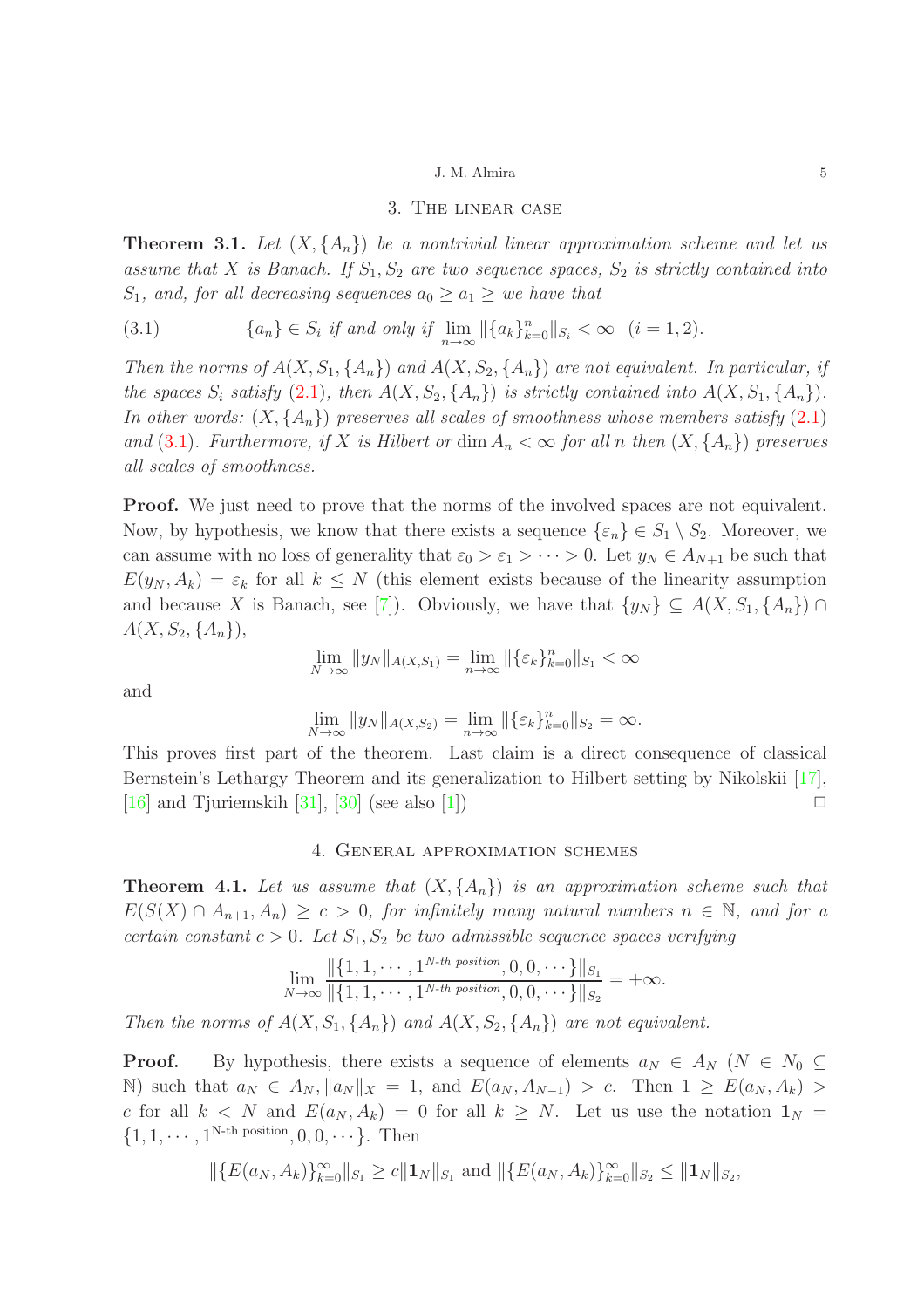## 3. The linear case

**Theorem 3.1.** *Let $(X, \{A_n\})$ be a nontrivial linear approximation scheme and let us assume that $X$ is Banach. If $S_1, S_2$ are two sequence spaces, $S_2$ is strictly contained into $S_1$, and, for all decreasing sequences $a_0 \geq a_1 \geq$ we have that*

$$\{a_n\} \in S_i \text{ if and only if } \lim_{n\to\infty} \|\{a_k\}_{k=0}^n\|_{S_i} < \infty \quad (i = 1, 2). \tag{3.1}$$

*Then the norms of $A(X, S_1, \{A_n\})$ and $A(X, S_2, \{A_n\})$ are not equivalent. In particular, if the spaces $S_i$ satisfy (2.1), then $A(X, S_2, \{A_n\})$ is strictly contained into $A(X, S_1, \{A_n\})$. In other words: $(X, \{A_n\})$ preserves all scales of smoothness whose members satisfy (2.1) and (3.1). Furthermore, if $X$ is Hilbert or $\dim A_n < \infty$ for all $n$ then $(X, \{A_n\})$ preserves all scales of smoothness.*

**Proof.** We just need to prove that the norms of the involved spaces are not equivalent. Now, by hypothesis, we know that there exists a sequence $\{\varepsilon_n\} \in S_1 \setminus S_2$. Moreover, we can assume with no loss of generality that $\varepsilon_0 > \varepsilon_1 > \cdots > 0$. Let $y_N \in A_{N+1}$ be such that $E(y_N, A_k) = \varepsilon_k$ for all $k \leq N$ (this element exists because of the linearity assumption and because $X$ is Banach, see [7]). Obviously, we have that $\{y_N\} \subseteq A(X, S_1, \{A_n\}) \cap A(X, S_2, \{A_n\})$,

$$\lim_{N\to\infty} \|y_N\|_{A(X,S_1)} = \lim_{n\to\infty} \|\{\varepsilon_k\}_{k=0}^n\|_{S_1} < \infty$$

and

$$\lim_{N\to\infty} \|y_N\|_{A(X,S_2)} = \lim_{n\to\infty} \|\{\varepsilon_k\}_{k=0}^n\|_{S_2} = \infty.$$

This proves first part of the theorem. Last claim is a direct consequence of classical Bernstein's Lethargy Theorem and its generalization to Hilbert setting by Nikolskii [17], [16] and Tjuriemskih [31], [30] (see also [1]) □

## 4. General approximation schemes

**Theorem 4.1.** *Let us assume that $(X, \{A_n\})$ is an approximation scheme such that $E(S(X) \cap A_{n+1}, A_n) \geq c > 0$, for infinitely many natural numbers $n \in \mathbb{N}$, and for a certain constant $c > 0$. Let $S_1, S_2$ be two admissible sequence spaces verifying*

$$\lim_{N\to\infty} \frac{\|\{1, 1, \cdots, 1^{N\text{-th position}}, 0, 0, \cdots\}\|_{S_1}}{\|\{1, 1, \cdots, 1^{N\text{-th position}}, 0, 0, \cdots\}\|_{S_2}} = +\infty.$$

*Then the norms of $A(X, S_1, \{A_n\})$ and $A(X, S_2, \{A_n\})$ are not equivalent.*

**Proof.** By hypothesis, there exists a sequence of elements $a_N \in A_N$ ($N \in N_0 \subseteq \mathbb{N}$) such that $a_N \in A_N, \|a_N\|_X = 1$, and $E(a_N, A_{N-1}) > c$. Then $1 \geq E(a_N, A_k) > c$ for all $k < N$ and $E(a_N, A_k) = 0$ for all $k \geq N$. Let us use the notation $\mathbf{1}_N = \{1, 1, \cdots, 1^{\text{N-th position}}, 0, 0, \cdots\}$. Then

$$\|\{E(a_N, A_k)\}_{k=0}^\infty\|_{S_1} \geq c\|\mathbf{1}_N\|_{S_1} \text{ and } \|\{E(a_N, A_k)\}_{k=0}^\infty\|_{S_2} \leq \|\mathbf{1}_N\|_{S_2},$$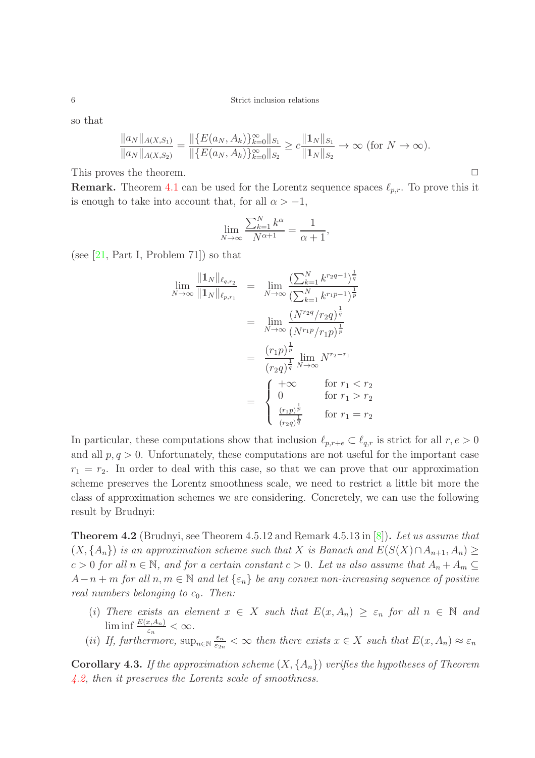so that

$$\frac{\|a_N\|_{A(X,S_1)}}{\|a_N\|_{A(X,S_2)}} = \frac{\|\{E(a_N, A_k)\}_{k=0}^{\infty}\|_{S_1}}{\|\{E(a_N, A_k)\}_{k=0}^{\infty}\|_{S_2}} \geq c\frac{\|\mathbf{1}_N\|_{S_1}}{\|\mathbf{1}_N\|_{S_2}} \to \infty \text{ (for } N \to \infty).$$

This proves the theorem. □

**Remark.** Theorem 4.1 can be used for the Lorentz sequence spaces $\ell_{p,r}$. To prove this it is enough to take into account that, for all $\alpha > -1$,

$$\lim_{N\to\infty} \frac{\sum_{k=1}^{N} k^{\alpha}}{N^{\alpha+1}} = \frac{1}{\alpha+1},$$

(see [21, Part I, Problem 71]) so that

$$\begin{aligned}
\lim_{N\to\infty} \frac{\|\mathbf{1}_N\|_{\ell_{q,r_2}}}{\|\mathbf{1}_N\|_{\ell_{p,r_1}}} &= \lim_{N\to\infty} \frac{(\sum_{k=1}^{N} k^{r_2 q-1})^{\frac{1}{q}}}{(\sum_{k=1}^{N} k^{r_1 p-1})^{\frac{1}{p}}} \\
&= \lim_{N\to\infty} \frac{(N^{r_2 q}/r_2 q)^{\frac{1}{q}}}{(N^{r_1 p}/r_1 p)^{\frac{1}{p}}} \\
&= \frac{(r_1 p)^{\frac{1}{p}}}{(r_2 q)^{\frac{1}{q}}} \lim_{N\to\infty} N^{r_2 - r_1} \\
&= \begin{cases} +\infty & \text{for } r_1 < r_2 \\ 0 & \text{for } r_1 > r_2 \\ \frac{(r_1 p)^{\frac{1}{p}}}{(r_2 q)^{\frac{1}{q}}} & \text{for } r_1 = r_2 \end{cases}
\end{aligned}$$

In particular, these computations show that inclusion $\ell_{p,r+e} \subset \ell_{q,r}$ is strict for all $r, e > 0$ and all $p, q > 0$. Unfortunately, these computations are not useful for the important case $r_1 = r_2$. In order to deal with this case, so that we can prove that our approximation scheme preserves the Lorentz smoothness scale, we need to restrict a little bit more the class of approximation schemes we are considering. Concretely, we can use the following result by Brudnyi:

**Theorem 4.2** (Brudnyi, see Theorem 4.5.12 and Remark 4.5.13 in [8])**.** *Let us assume that $(X, \{A_n\})$ is an approximation scheme such that $X$ is Banach and $E(S(X) \cap A_{n+1}, A_n) \geq c > 0$ for all $n \in \mathbb{N}$, and for a certain constant $c > 0$. Let us also assume that $A_n + A_m \subseteq A - n + m$ for all $n, m \in \mathbb{N}$ and let $\{\varepsilon_n\}$ be any convex non-increasing sequence of positive real numbers belonging to $c_0$. Then:*

- $(i)$ *There exists an element $x \in X$ such that $E(x, A_n) \geq \varepsilon_n$ for all $n \in \mathbb{N}$ and $\liminf \frac{E(x,A_n)}{\varepsilon_n} < \infty$.*
- $(ii)$ *If, furthermore, $\sup_{n\in\mathbb{N}} \frac{\varepsilon_n}{\varepsilon_{2n}} < \infty$ then there exists $x \in X$ such that $E(x, A_n) \approx \varepsilon_n$*

**Corollary 4.3.** *If the approximation scheme $(X, \{A_n\})$ verifies the hypotheses of Theorem 4.2, then it preserves the Lorentz scale of smoothness.*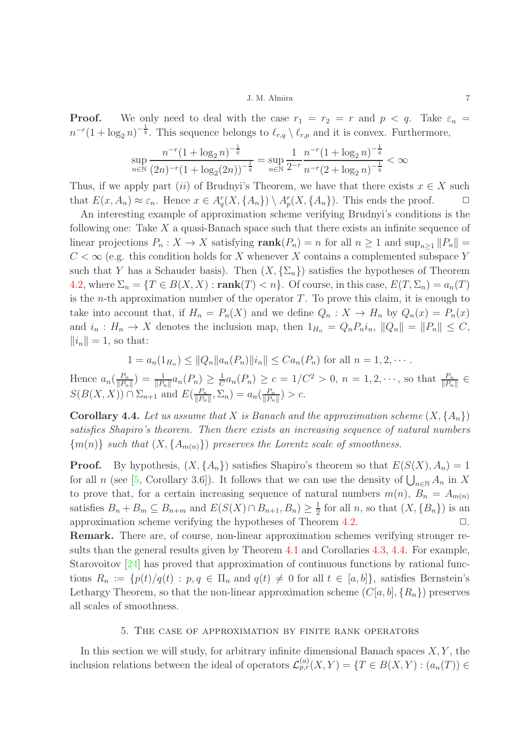**Proof.** We only need to deal with the case $r_1 = r_2 = r$ and $p < q$. Take $\varepsilon_n = n^{-r}(1+\log_2 n)^{-\frac{1}{q}}$. This sequence belongs to $\ell_{r,q} \setminus \ell_{r,p}$ and it is convex. Furthermore,

$$\sup_{n\in\mathbb{N}} \frac{n^{-r}(1+\log_2 n)^{-\frac{1}{q}}}{(2n)^{-r}(1+\log_2(2n))^{-\frac{1}{q}}} = \sup_{n\in\mathbb{N}} \frac{1}{2^{-r}} \frac{n^{-r}(1+\log_2 n)^{-\frac{1}{q}}}{n^{-r}(2+\log_2 n)^{-\frac{1}{q}}} < \infty$$

Thus, if we apply part $(ii)$ of Brudnyi's Theorem, we have that there exists $x \in X$ such that $E(x, A_n) \approx \varepsilon_n$. Hence $x \in A_q^r(X, \{A_n\}) \setminus A_p^r(X, \{A_n\})$. This ends the proof. $\Box$

An interesting example of approximation scheme verifying Brudnyi's conditions is the following one: Take $X$ a quasi-Banach space such that there exists an infinite sequence of linear projections $P_n : X \to X$ satisfying $\mathbf{rank}(P_n) = n$ for all $n \geq 1$ and $\sup_{n\geq 1} \|P_n\| = C < \infty$ (e.g. this condition holds for $X$ whenever $X$ contains a complemented subspace $Y$ such that $Y$ has a Schauder basis). Then $(X, \{\Sigma_n\})$ satisfies the hypotheses of Theorem 4.2, where $\Sigma_n = \{T \in B(X,X) : \mathbf{rank}(T) < n\}$. Of course, in this case, $E(T, \Sigma_n) = a_n(T)$ is the $n$-th approximation number of the operator $T$. To prove this claim, it is enough to take into account that, if $H_n = P_n(X)$ and we define $Q_n : X \to H_n$ by $Q_n(x) = P_n(x)$ and $i_n : H_n \to X$ denotes the inclusion map, then $1_{H_n} = Q_n P_n i_n$, $\|Q_n\| = \|P_n\| \leq C$, $\|i_n\| = 1$, so that:

$$1 = a_n(1_{H_n}) \leq \|Q_n\| a_n(P_n) \|i_n\| \leq C a_n(P_n) \text{ for all } n = 1, 2, \cdots.$$

Hence $a_n(\frac{P_n}{\|P_n\|}) = \frac{1}{\|P_n\|} a_n(P_n) \geq \frac{1}{C} a_n(P_n) \geq c = 1/C^2 > 0$, $n = 1, 2, \cdots$, so that $\frac{P_n}{\|P_n\|} \in S(B(X,X)) \cap \Sigma_{n+1}$ and $E(\frac{P_n}{\|P_n\|}, \Sigma_n) = a_n(\frac{P_n}{\|P_n\|}) > c$.

**Corollary 4.4.** *Let us assume that $X$ is Banach and the approximation scheme $(X, \{A_n\})$ satisfies Shapiro's theorem. Then there exists an increasing sequence of natural numbers $\{m(n)\}$ such that $(X, \{A_{m(n)}\})$ preserves the Lorentz scale of smoothness.*

**Proof.** By hypothesis, $(X, \{A_n\})$ satisfies Shapiro's theorem so that $E(S(X), A_n) = 1$ for all $n$ (see [5, Corollary 3.6]). It follows that we can use the density of $\bigcup_{n\in\mathbb{N}} A_n$ in $X$ to prove that, for a certain increasing sequence of natural numbers $m(n)$, $B_n = A_{m(n)}$ satisfies $B_n + B_m \subseteq B_{n+m}$ and $E(S(X) \cap B_{n+1}, B_n) \geq \frac{1}{2}$ for all $n$, so that $(X, \{B_n\})$ is an approximation scheme verifying the hypotheses of Theorem 4.2. $\Box$.

**Remark.** There are, of course, non-linear approximation schemes verifying stronger results than the general results given by Theorem 4.1 and Corollaries 4.3, 4.4. For example, Starovoitov [24] has proved that approximation of continuous functions by rational functions $R_n := \{p(t)/q(t) : p, q \in \Pi_n \text{ and } q(t) \neq 0 \text{ for all } t \in [a,b]\}$, satisfies Bernstein's Lethargy Theorem, so that the non-linear approximation scheme $(C[a,b], \{R_n\})$ preserves all scales of smoothness.

## 5. The case of approximation by finite rank operators

In this section we will study, for arbitrary infinite dimensional Banach spaces $X, Y$, the inclusion relations between the ideal of operators $\mathcal{L}_{p,r}^{(a)}(X,Y) = \{T \in B(X,Y) : (a_n(T)) \in$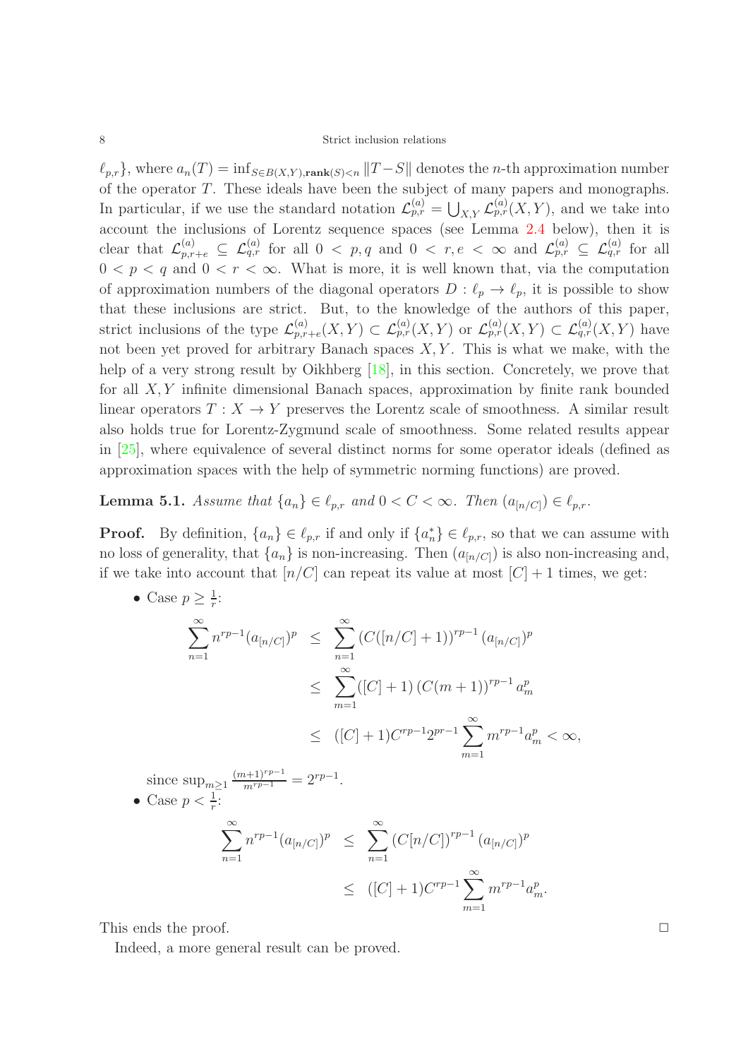$\ell_{p,r}\}$, where $a_n(T) = \inf_{S\in B(X,Y),\mathbf{rank}(S)<n} \|T-S\|$ denotes the $n$-th approximation number of the operator $T$. These ideals have been the subject of many papers and monographs. In particular, if we use the standard notation $\mathcal{L}_{p,r}^{(a)} = \bigcup_{X,Y} \mathcal{L}_{p,r}^{(a)}(X,Y)$, and we take into account the inclusions of Lorentz sequence spaces (see Lemma 2.4 below), then it is clear that $\mathcal{L}_{p,r+e}^{(a)} \subseteq \mathcal{L}_{q,r}^{(a)}$ for all $0 < p, q$ and $0 < r, e < \infty$ and $\mathcal{L}_{p,r}^{(a)} \subseteq \mathcal{L}_{q,r}^{(a)}$ for all $0 < p < q$ and $0 < r < \infty$. What is more, it is well known that, via the computation of approximation numbers of the diagonal operators $D : \ell_p \to \ell_p$, it is possible to show that these inclusions are strict. But, to the knowledge of the authors of this paper, strict inclusions of the type $\mathcal{L}_{p,r+e}^{(a)}(X,Y) \subset \mathcal{L}_{p,r}^{(a)}(X,Y)$ or $\mathcal{L}_{p,r}^{(a)}(X,Y) \subset \mathcal{L}_{q,r}^{(a)}(X,Y)$ have not been yet proved for arbitrary Banach spaces $X, Y$. This is what we make, with the help of a very strong result by Oikhberg [18], in this section. Concretely, we prove that for all $X, Y$ infinite dimensional Banach spaces, approximation by finite rank bounded linear operators $T : X \to Y$ preserves the Lorentz scale of smoothness. A similar result also holds true for Lorentz-Zygmund scale of smoothness. Some related results appear in [25], where equivalence of several distinct norms for some operator ideals (defined as approximation spaces with the help of symmetric norming functions) are proved.

**Lemma 5.1.** *Assume that* $\{a_n\} \in \ell_{p,r}$ *and* $0 < C < \infty$. *Then* $(a_{[n/C]}) \in \ell_{p,r}$.

**Proof.** By definition, $\{a_n\} \in \ell_{p,r}$ if and only if $\{a_n^*\} \in \ell_{p,r}$, so that we can assume with no loss of generality, that $\{a_n\}$ is non-increasing. Then $(a_{[n/C]})$ is also non-increasing and, if we take into account that $[n/C]$ can repeat its value at most $[C]+1$ times, we get:

- Case $p \geq \frac{1}{r}$:

$$
\begin{aligned}
\sum_{n=1}^{\infty} n^{rp-1}(a_{[n/C]})^p &\leq \sum_{n=1}^{\infty} \left(C([n/C]+1)\right)^{rp-1}(a_{[n/C]})^p \\
&\leq \sum_{m=1}^{\infty} ([C]+1)\left(C(m+1)\right)^{rp-1} a_m^p \\
&\leq ([C]+1)C^{rp-1}2^{pr-1}\sum_{m=1}^{\infty} m^{rp-1}a_m^p < \infty,
\end{aligned}
$$

  since $\sup_{m\geq 1} \frac{(m+1)^{rp-1}}{m^{rp-1}} = 2^{rp-1}$.

- Case $p < \frac{1}{r}$:

$$
\begin{aligned}
\sum_{n=1}^{\infty} n^{rp-1}(a_{[n/C]})^p &\leq \sum_{n=1}^{\infty} \left(C[n/C]\right)^{rp-1}(a_{[n/C]})^p \\
&\leq ([C]+1)C^{rp-1}\sum_{m=1}^{\infty} m^{rp-1}a_m^p.
\end{aligned}
$$

This ends the proof. $\square$

Indeed, a more general result can be proved.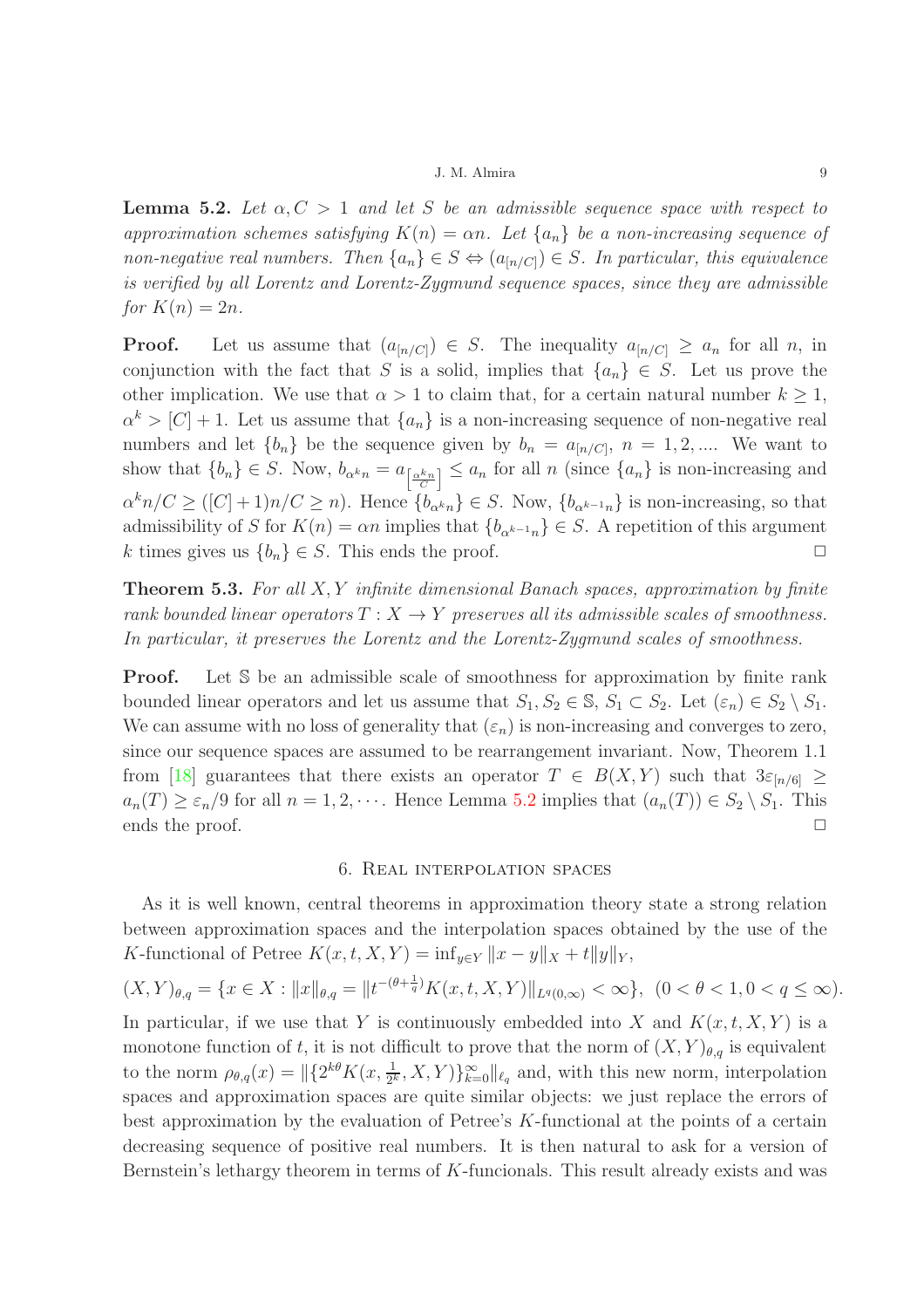**Lemma 5.2.** *Let $\alpha, C > 1$ and let $S$ be an admissible sequence space with respect to approximation schemes satisfying $K(n) = \alpha n$. Let $\{a_n\}$ be a non-increasing sequence of non-negative real numbers. Then $\{a_n\} \in S \Leftrightarrow (a_{[n/C]}) \in S$. In particular, this equivalence is verified by all Lorentz and Lorentz-Zygmund sequence spaces, since they are admissible for $K(n) = 2n$.*

**Proof.** Let us assume that $(a_{[n/C]}) \in S$. The inequality $a_{[n/C]} \geq a_n$ for all $n$, in conjunction with the fact that $S$ is a solid, implies that $\{a_n\} \in S$. Let us prove the other implication. We use that $\alpha > 1$ to claim that, for a certain natural number $k \geq 1$, $\alpha^k > [C] + 1$. Let us assume that $\{a_n\}$ is a non-increasing sequence of non-negative real numbers and let $\{b_n\}$ be the sequence given by $b_n = a_{[n/C]}$, $n = 1, 2, \ldots$. We want to show that $\{b_n\} \in S$. Now, $b_{\alpha^k n} = a_{\left[\frac{\alpha^k n}{C}\right]} \leq a_n$ for all $n$ (since $\{a_n\}$ is non-increasing and $\alpha^k n/C \geq ([C]+1)n/C \geq n$). Hence $\{b_{\alpha^k n}\} \in S$. Now, $\{b_{\alpha^{k-1}n}\}$ is non-increasing, so that admissibility of $S$ for $K(n) = \alpha n$ implies that $\{b_{\alpha^{k-1}n}\} \in S$. A repetition of this argument $k$ times gives us $\{b_n\} \in S$. This ends the proof. $\square$

**Theorem 5.3.** *For all $X, Y$ infinite dimensional Banach spaces, approximation by finite rank bounded linear operators $T : X \to Y$ preserves all its admissible scales of smoothness. In particular, it preserves the Lorentz and the Lorentz-Zygmund scales of smoothness.*

**Proof.** Let $\mathbb{S}$ be an admissible scale of smoothness for approximation by finite rank bounded linear operators and let us assume that $S_1, S_2 \in \mathbb{S}$, $S_1 \subset S_2$. Let $(\varepsilon_n) \in S_2 \setminus S_1$. We can assume with no loss of generality that $(\varepsilon_n)$ is non-increasing and converges to zero, since our sequence spaces are assumed to be rearrangement invariant. Now, Theorem 1.1 from [18] guarantees that there exists an operator $T \in B(X, Y)$ such that $3\varepsilon_{[n/6]} \geq a_n(T) \geq \varepsilon_n/9$ for all $n = 1, 2, \cdots$. Hence Lemma 5.2 implies that $(a_n(T)) \in S_2 \setminus S_1$. This ends the proof. $\square$

## 6. Real interpolation spaces

As it is well known, central theorems in approximation theory state a strong relation between approximation spaces and the interpolation spaces obtained by the use of the $K$-functional of Petree $K(x, t, X, Y) = \inf_{y \in Y} \|x - y\|_X + t\|y\|_Y$,

$$(X, Y)_{\theta,q} = \{x \in X : \|x\|_{\theta,q} = \|t^{-(\theta + \frac{1}{q})} K(x, t, X, Y)\|_{L^q(0,\infty)} < \infty\}, \ (0 < \theta < 1, 0 < q \leq \infty).$$

In particular, if we use that $Y$ is continuously embedded into $X$ and $K(x, t, X, Y)$ is a monotone function of $t$, it is not difficult to prove that the norm of $(X, Y)_{\theta,q}$ is equivalent to the norm $\rho_{\theta,q}(x) = \|\{2^{k\theta} K(x, \frac{1}{2^k}, X, Y)\}_{k=0}^{\infty}\|_{\ell_q}$ and, with this new norm, interpolation spaces and approximation spaces are quite similar objects: we just replace the errors of best approximation by the evaluation of Petree's $K$-functional at the points of a certain decreasing sequence of positive real numbers. It is then natural to ask for a version of Bernstein's lethargy theorem in terms of $K$-funcionals. This result already exists and was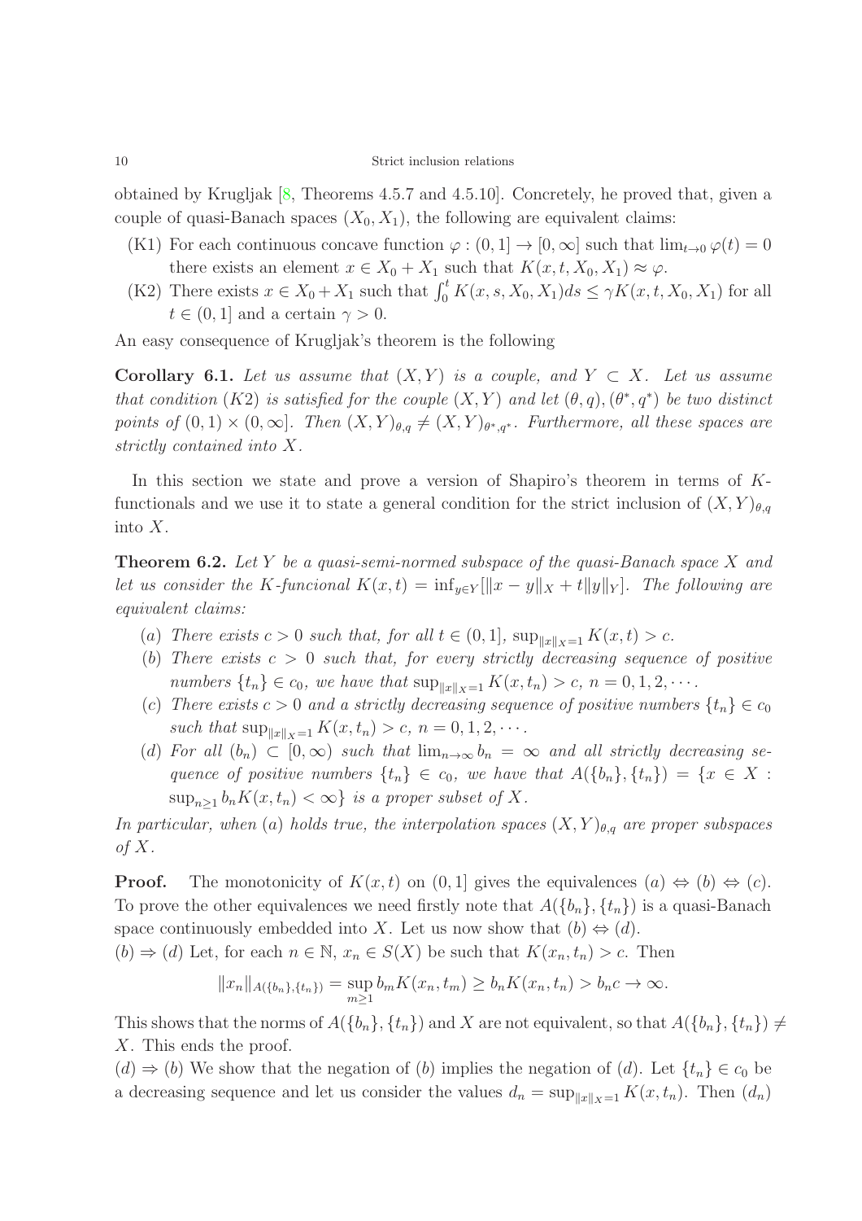obtained by Krugljak [8, Theorems 4.5.7 and 4.5.10]. Concretely, he proved that, given a couple of quasi-Banach spaces $(X_0, X_1)$, the following are equivalent claims:

- (K1) For each continuous concave function $\varphi : (0, 1] \to [0, \infty]$ such that $\lim_{t\to 0} \varphi(t) = 0$ there exists an element $x \in X_0 + X_1$ such that $K(x, t, X_0, X_1) \approx \varphi$.
- (K2) There exists $x \in X_0 + X_1$ such that $\int_0^t K(x, s, X_0, X_1)ds \leq \gamma K(x, t, X_0, X_1)$ for all $t \in (0, 1]$ and a certain $\gamma > 0$.

An easy consequence of Krugljak's theorem is the following

**Corollary 6.1.** *Let us assume that $(X, Y)$ is a couple, and $Y \subset X$. Let us assume that condition $(K2)$ is satisfied for the couple $(X, Y)$ and let $(\theta, q), (\theta^*, q^*)$ be two distinct points of $(0, 1) \times (0, \infty]$. Then $(X, Y)_{\theta,q} \neq (X, Y)_{\theta^*,q^*}$. Furthermore, all these spaces are strictly contained into $X$.*

In this section we state and prove a version of Shapiro's theorem in terms of $K$-functionals and we use it to state a general condition for the strict inclusion of $(X, Y)_{\theta,q}$ into $X$.

**Theorem 6.2.** *Let $Y$ be a quasi-semi-normed subspace of the quasi-Banach space $X$ and let us consider the $K$-funcional $K(x, t) = \inf_{y\in Y} [\|x - y\|_X + t\|y\|_Y]$. The following are equivalent claims:*

- $(a)$ *There exists $c > 0$ such that, for all $t \in (0, 1]$, $\sup_{\|x\|_X=1} K(x, t) > c$.*
- $(b)$ *There exists $c > 0$ such that, for every strictly decreasing sequence of positive numbers $\{t_n\} \in c_0$, we have that $\sup_{\|x\|_X=1} K(x, t_n) > c$, $n = 0, 1, 2, \cdots$.*
- $(c)$ *There exists $c > 0$ and a strictly decreasing sequence of positive numbers $\{t_n\} \in c_0$ such that $\sup_{\|x\|_X=1} K(x, t_n) > c$, $n = 0, 1, 2, \cdots$.*
- $(d)$ *For all $(b_n) \subset [0, \infty)$ such that $\lim_{n\to\infty} b_n = \infty$ and all strictly decreasing sequence of positive numbers $\{t_n\} \in c_0$, we have that $A(\{b_n\}, \{t_n\}) = \{x \in X : \sup_{n\geq 1} b_n K(x, t_n) < \infty\}$ is a proper subset of $X$.*

*In particular, when $(a)$ holds true, the interpolation spaces $(X, Y)_{\theta,q}$ are proper subspaces of $X$.*

**Proof.** The monotonicity of $K(x, t)$ on $(0, 1]$ gives the equivalences $(a) \Leftrightarrow (b) \Leftrightarrow (c)$. To prove the other equivalences we need firstly note that $A(\{b_n\}, \{t_n\})$ is a quasi-Banach space continuously embedded into $X$. Let us now show that $(b) \Leftrightarrow (d)$.

$(b) \Rightarrow (d)$ Let, for each $n \in \mathbb{N}$, $x_n \in S(X)$ be such that $K(x_n, t_n) > c$. Then

$$\|x_n\|_{A(\{b_n\},\{t_n\})} = \sup_{m\geq 1} b_m K(x_n, t_m) \geq b_n K(x_n, t_n) > b_n c \to \infty.$$

This shows that the norms of $A(\{b_n\}, \{t_n\})$ and $X$ are not equivalent, so that $A(\{b_n\}, \{t_n\}) \neq X$. This ends the proof.

$(d) \Rightarrow (b)$ We show that the negation of $(b)$ implies the negation of $(d)$. Let $\{t_n\} \in c_0$ be a decreasing sequence and let us consider the values $d_n = \sup_{\|x\|_X=1} K(x, t_n)$. Then $(d_n)$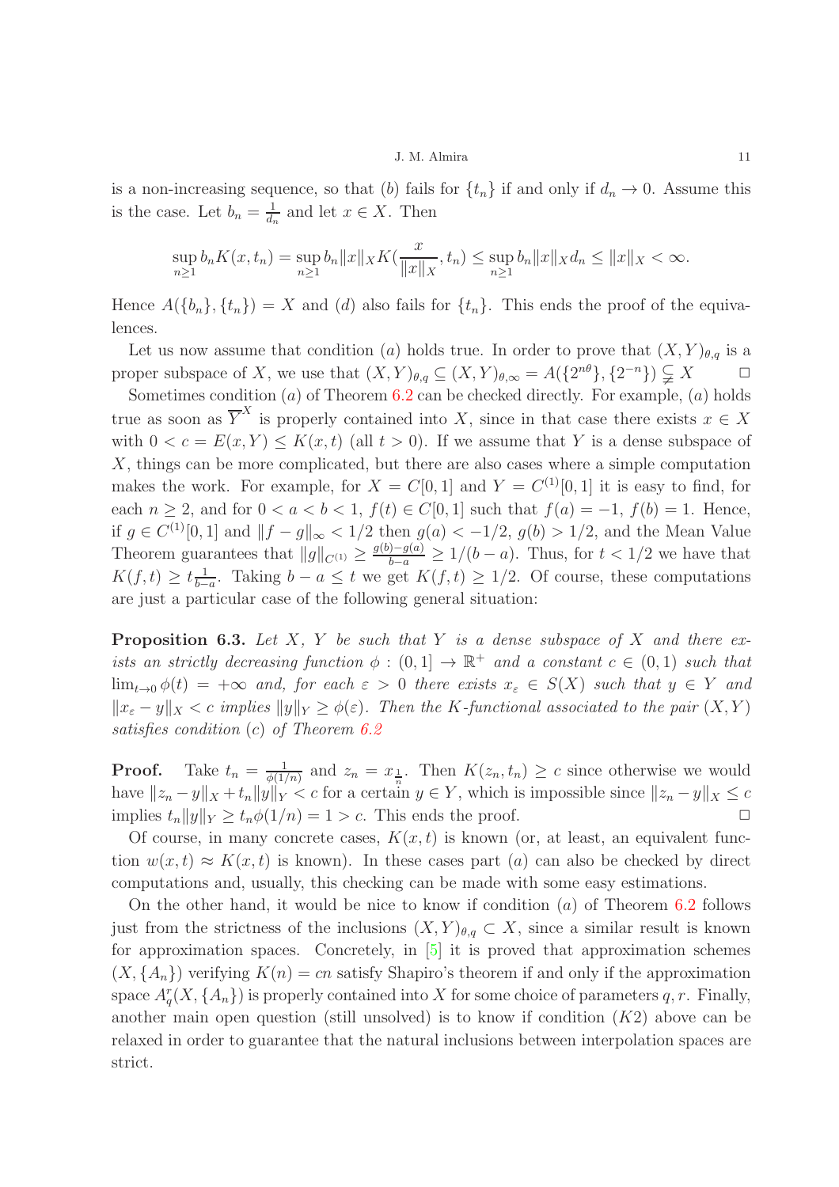is a non-increasing sequence, so that $(b)$ fails for $\{t_n\}$ if and only if $d_n \to 0$. Assume this is the case. Let $b_n = \frac{1}{d_n}$ and let $x \in X$. Then

$$\sup_{n\geq 1} b_n K(x, t_n) = \sup_{n\geq 1} b_n \|x\|_X K(\frac{x}{\|x\|_X}, t_n) \leq \sup_{n\geq 1} b_n \|x\|_X d_n \leq \|x\|_X < \infty.$$

Hence $A(\{b_n\}, \{t_n\}) = X$ and $(d)$ also fails for $\{t_n\}$. This ends the proof of the equivalences.

Let us now assume that condition $(a)$ holds true. In order to prove that $(X,Y)_{\theta,q}$ is a proper subspace of $X$, we use that $(X,Y)_{\theta,q} \subseteq (X,Y)_{\theta,\infty} = A(\{2^{n\theta}\}, \{2^{-n}\}) \subsetneq X$ $\square$

Sometimes condition $(a)$ of Theorem 6.2 can be checked directly. For example, $(a)$ holds true as soon as $\overline{Y}^X$ is properly contained into $X$, since in that case there exists $x \in X$ with $0 < c = E(x,Y) \leq K(x,t)$ (all $t > 0$). If we assume that $Y$ is a dense subspace of $X$, things can be more complicated, but there are also cases where a simple computation makes the work. For example, for $X = C[0,1]$ and $Y = C^{(1)}[0,1]$ it is easy to find, for each $n \geq 2$, and for $0 < a < b < 1$, $f(t) \in C[0,1]$ such that $f(a) = -1$, $f(b) = 1$. Hence, if $g \in C^{(1)}[0,1]$ and $\|f - g\|_\infty < 1/2$ then $g(a) < -1/2$, $g(b) > 1/2$, and the Mean Value Theorem guarantees that $\|g\|_{C^{(1)}} \geq \frac{g(b)-g(a)}{b-a} \geq 1/(b-a)$. Thus, for $t < 1/2$ we have that $K(f,t) \geq t\frac{1}{b-a}$. Taking $b - a \leq t$ we get $K(f,t) \geq 1/2$. Of course, these computations are just a particular case of the following general situation:

**Proposition 6.3.** *Let $X$, $Y$ be such that $Y$ is a dense subspace of $X$ and there exists an strictly decreasing function $\phi : (0,1] \to \mathbb{R}^+$ and a constant $c \in (0,1)$ such that $\lim_{t\to 0} \phi(t) = +\infty$ and, for each $\varepsilon > 0$ there exists $x_\varepsilon \in S(X)$ such that $y \in Y$ and $\|x_\varepsilon - y\|_X < c$ implies $\|y\|_Y \geq \phi(\varepsilon)$. Then the $K$-functional associated to the pair $(X,Y)$ satisfies condition $(c)$ of Theorem 6.2*

**Proof.** Take $t_n = \frac{1}{\phi(1/n)}$ and $z_n = x_{\frac{1}{n}}$. Then $K(z_n, t_n) \geq c$ since otherwise we would have $\|z_n - y\|_X + t_n\|y\|_Y < c$ for a certain $y \in Y$, which is impossible since $\|z_n - y\|_X \leq c$ implies $t_n\|y\|_Y \geq t_n\phi(1/n) = 1 > c$. This ends the proof. $\square$

Of course, in many concrete cases, $K(x,t)$ is known (or, at least, an equivalent function $w(x,t) \approx K(x,t)$ is known). In these cases part $(a)$ can also be checked by direct computations and, usually, this checking can be made with some easy estimations.

On the other hand, it would be nice to know if condition $(a)$ of Theorem 6.2 follows just from the strictness of the inclusions $(X,Y)_{\theta,q} \subset X$, since a similar result is known for approximation spaces. Concretely, in [5] it is proved that approximation schemes $(X, \{A_n\})$ verifying $K(n) = cn$ satisfy Shapiro's theorem if and only if the approximation space $A_q^r(X, \{A_n\})$ is properly contained into $X$ for some choice of parameters $q, r$. Finally, another main open question (still unsolved) is to know if condition $(K2)$ above can be relaxed in order to guarantee that the natural inclusions between interpolation spaces are strict.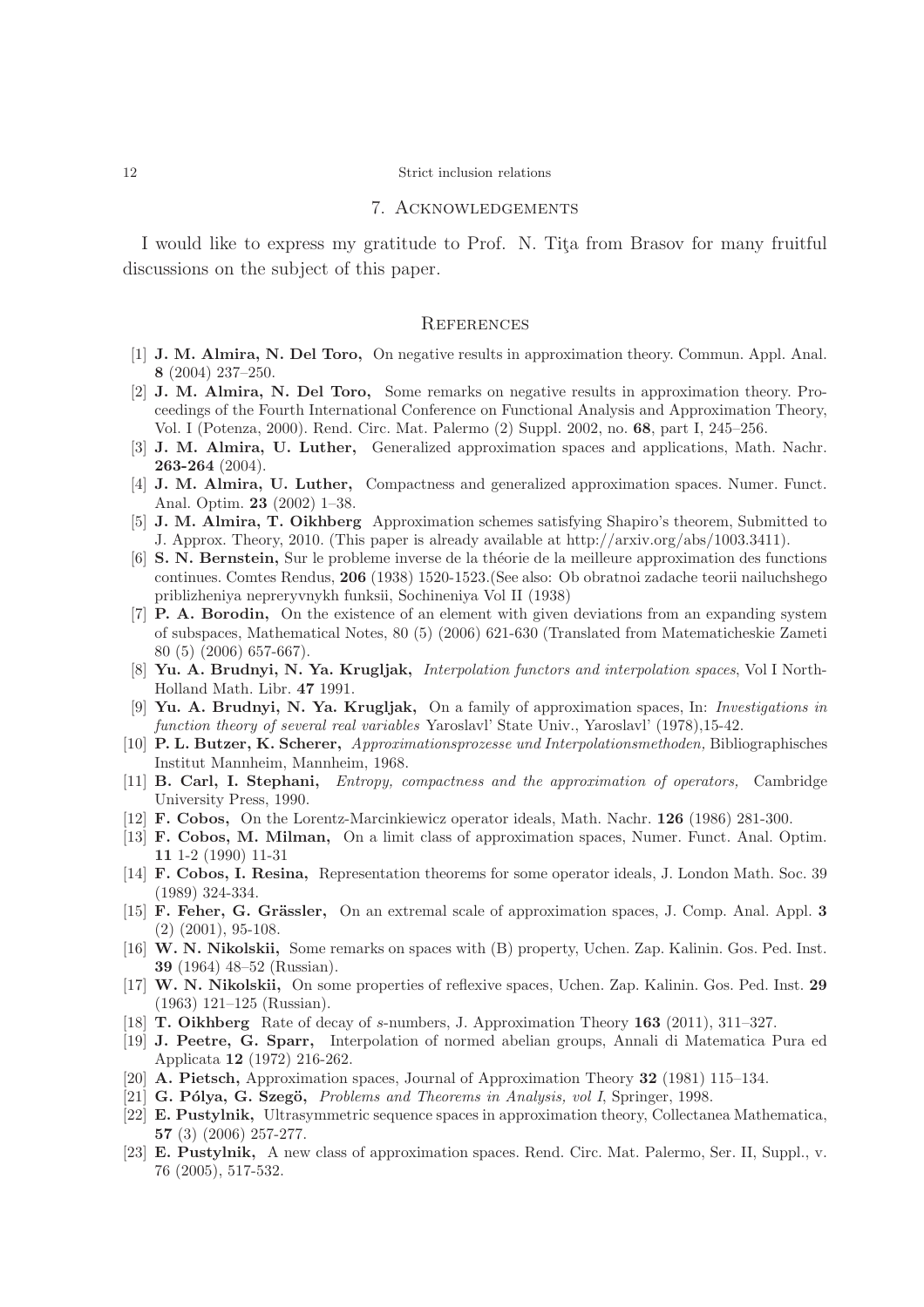## 7. Acknowledgements

I would like to express my gratitude to Prof. N. Ţiţa from Brasov for many fruitful discussions on the subject of this paper.

## References

[1] **J. M. Almira, N. Del Toro,** On negative results in approximation theory. Commun. Appl. Anal. **8** (2004) 237–250.

[2] **J. M. Almira, N. Del Toro,** Some remarks on negative results in approximation theory. Proceedings of the Fourth International Conference on Functional Analysis and Approximation Theory, Vol. I (Potenza, 2000). Rend. Circ. Mat. Palermo (2) Suppl. 2002, no. **68**, part I, 245–256.

[3] **J. M. Almira, U. Luther,** Generalized approximation spaces and applications, Math. Nachr. **263-264** (2004).

[4] **J. M. Almira, U. Luther,** Compactness and generalized approximation spaces. Numer. Funct. Anal. Optim. **23** (2002) 1–38.

[5] **J. M. Almira, T. Oikhberg** Approximation schemes satisfying Shapiro's theorem, Submitted to J. Approx. Theory, 2010. (This paper is already available at http://arxiv.org/abs/1003.3411).

[6] **S. N. Bernstein,** Sur le probleme inverse de la théorie de la meilleure approximation des functions continues. Comtes Rendus, **206** (1938) 1520-1523.(See also: Ob obratnoi zadache teorii nailuchshego priblizheniya nepreryvnykh funksii, Sochineniya Vol II (1938)

[7] **P. A. Borodin,** On the existence of an element with given deviations from an expanding system of subspaces, Mathematical Notes, 80 (5) (2006) 621-630 (Translated from Matematicheskie Zameti 80 (5) (2006) 657-667).

[8] **Yu. A. Brudnyi, N. Ya. Krugljak,** *Interpolation functors and interpolation spaces*, Vol I North-Holland Math. Libr. **47** 1991.

[9] **Yu. A. Brudnyi, N. Ya. Krugljak,** On a family of approximation spaces, In: *Investigations in function theory of several real variables* Yaroslavl' State Univ., Yaroslavl' (1978),15-42.

[10] **P. L. Butzer, K. Scherer,** *Approximationsprozesse und Interpolationsmethoden,* Bibliographisches Institut Mannheim, Mannheim, 1968.

[11] **B. Carl, I. Stephani,** *Entropy, compactness and the approximation of operators,* Cambridge University Press, 1990.

[12] **F. Cobos,** On the Lorentz-Marcinkiewicz operator ideals, Math. Nachr. **126** (1986) 281-300.

[13] **F. Cobos, M. Milman,** On a limit class of approximation spaces, Numer. Funct. Anal. Optim. **11** 1-2 (1990) 11-31

[14] **F. Cobos, I. Resina,** Representation theorems for some operator ideals, J. London Math. Soc. 39 (1989) 324-334.

[15] **F. Feher, G. Grässler,** On an extremal scale of approximation spaces, J. Comp. Anal. Appl. **3** (2) (2001), 95-108.

[16] **W. N. Nikolskii,** Some remarks on spaces with (B) property, Uchen. Zap. Kalinin. Gos. Ped. Inst. **39** (1964) 48–52 (Russian).

[17] **W. N. Nikolskii,** On some properties of reflexive spaces, Uchen. Zap. Kalinin. Gos. Ped. Inst. **29** (1963) 121–125 (Russian).

[18] **T. Oikhberg** Rate of decay of $s$-numbers, J. Approximation Theory **163** (2011), 311–327.

[19] **J. Peetre, G. Sparr,** Interpolation of normed abelian groups, Annali di Matematica Pura ed Applicata **12** (1972) 216-262.

[20] **A. Pietsch,** Approximation spaces, Journal of Approximation Theory **32** (1981) 115–134.

[21] **G. Pólya, G. Szegö,** *Problems and Theorems in Analysis, vol I*, Springer, 1998.

[22] **E. Pustylnik,** Ultrasymmetric sequence spaces in approximation theory, Collectanea Mathematica, **57** (3) (2006) 257-277.

[23] **E. Pustylnik,** A new class of approximation spaces. Rend. Circ. Mat. Palermo, Ser. II, Suppl., v. 76 (2005), 517-532.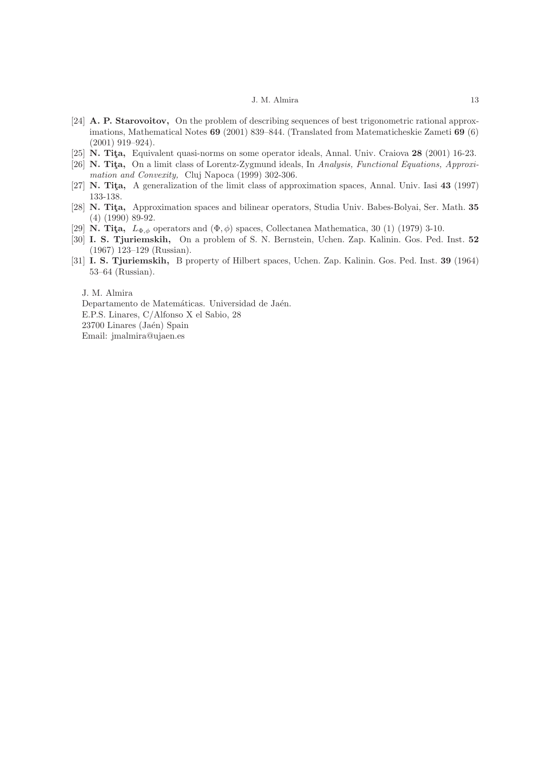[24] **A. P. Starovoitov,** On the problem of describing sequences of best trigonometric rational approximations, Mathematical Notes **69** (2001) 839–844. (Translated from Matematicheskie Zameti **69** (6) (2001) 919–924).

[25] **N. Ţiţa,** Equivalent quasi-norms on some operator ideals, Annal. Univ. Craiova **28** (2001) 16-23.

[26] **N. Ţiţa,** On a limit class of Lorentz-Zygmund ideals, In *Analysis, Functional Equations, Approximation and Convexity,* Cluj Napoca (1999) 302-306.

[27] **N. Ţiţa,** A generalization of the limit class of approximation spaces, Annal. Univ. Iasi **43** (1997) 133-138.

[28] **N. Ţiţa,** Approximation spaces and bilinear operators, Studia Univ. Babes-Bolyai, Ser. Math. **35** (4) (1990) 89-92.

[29] **N. Ţiţa,** $L_{\Phi,\phi}$ operators and $(\Phi, \phi)$ spaces, Collectanea Mathematica, 30 (1) (1979) 3-10.

[30] **I. S. Tjuriemskih,** On a problem of S. N. Bernstein, Uchen. Zap. Kalinin. Gos. Ped. Inst. **52** (1967) 123–129 (Russian).

[31] **I. S. Tjuriemskih,** B property of Hilbert spaces, Uchen. Zap. Kalinin. Gos. Ped. Inst. **39** (1964) 53–64 (Russian).

J. M. Almira
Departamento de Matemáticas. Universidad de Jaén.
E.P.S. Linares, C/Alfonso X el Sabio, 28
23700 Linares (Jaén) Spain
Email: jmalmira@ujaen.es